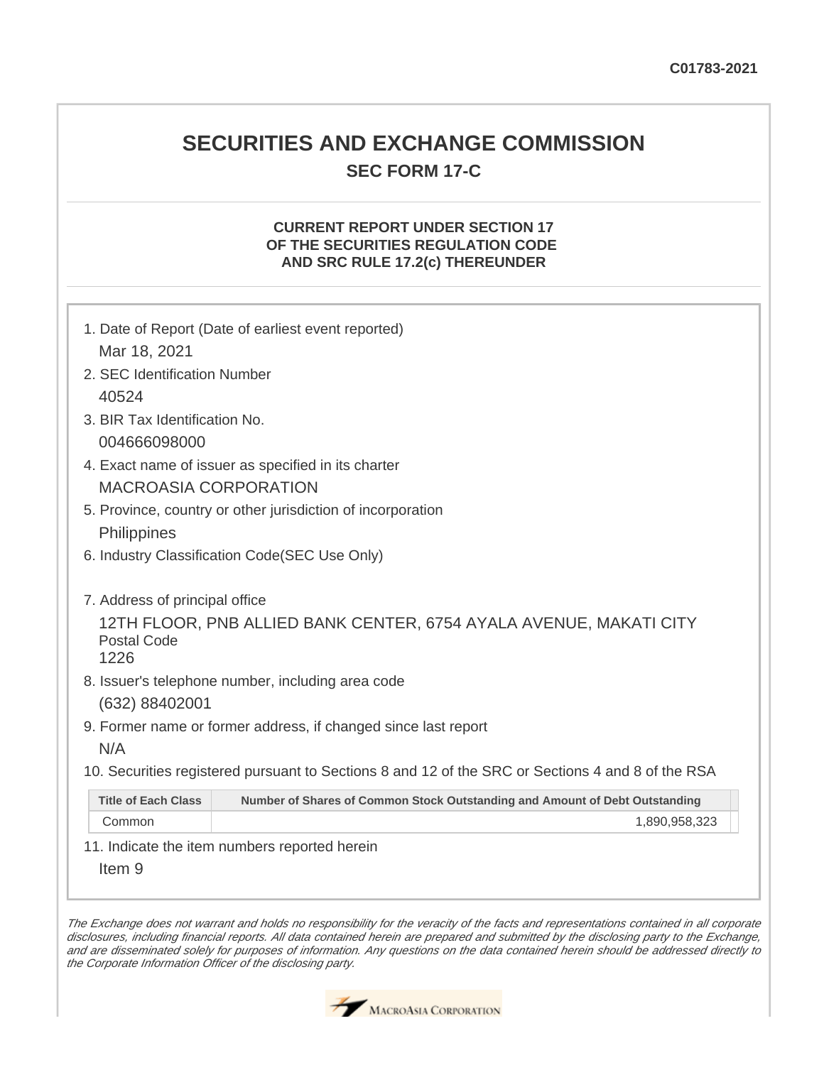C01783-2021

# SECURITIES AND EXCHANGE COMMISSION

## SEC FORM 17-C

### CURRENT REPORT UNDER SECTION 17 OF THE SECURITIES REGULATION CODE AND SRC RULE 17.2(c) THEREUNDER

1. Date of Report (Date of earliest event reported)
   Mar 18, 2021
2. SEC Identification Number
   40524
3. BIR Tax Identification No.
   004666098000
4. Exact name of issuer as specified in its charter
   MACROASIA CORPORATION
5. Province, country or other jurisdiction of incorporation
   Philippines
6. Industry Classification Code(SEC Use Only)

7. Address of principal office
   12TH FLOOR, PNB ALLIED BANK CENTER, 6754 AYALA AVENUE, MAKATI CITY
   Postal Code
   1226
8. Issuer's telephone number, including area code
   (632) 88402001
9. Former name or former address, if changed since last report
   N/A
10. Securities registered pursuant to Sections 8 and 12 of the SRC or Sections 4 and 8 of the RSA

| Title of Each Class | Number of Shares of Common Stock Outstanding and Amount of Debt Outstanding |
|---|---|
| Common | 1,890,958,323 |

11. Indicate the item numbers reported herein
    Item 9

*The Exchange does not warrant and holds no responsibility for the veracity of the facts and representations contained in all corporate disclosures, including financial reports. All data contained herein are prepared and submitted by the disclosing party to the Exchange, and are disseminated solely for purposes of information. Any questions on the data contained herein should be addressed directly to the Corporate Information Officer of the disclosing party.*

MacroAsia Corporation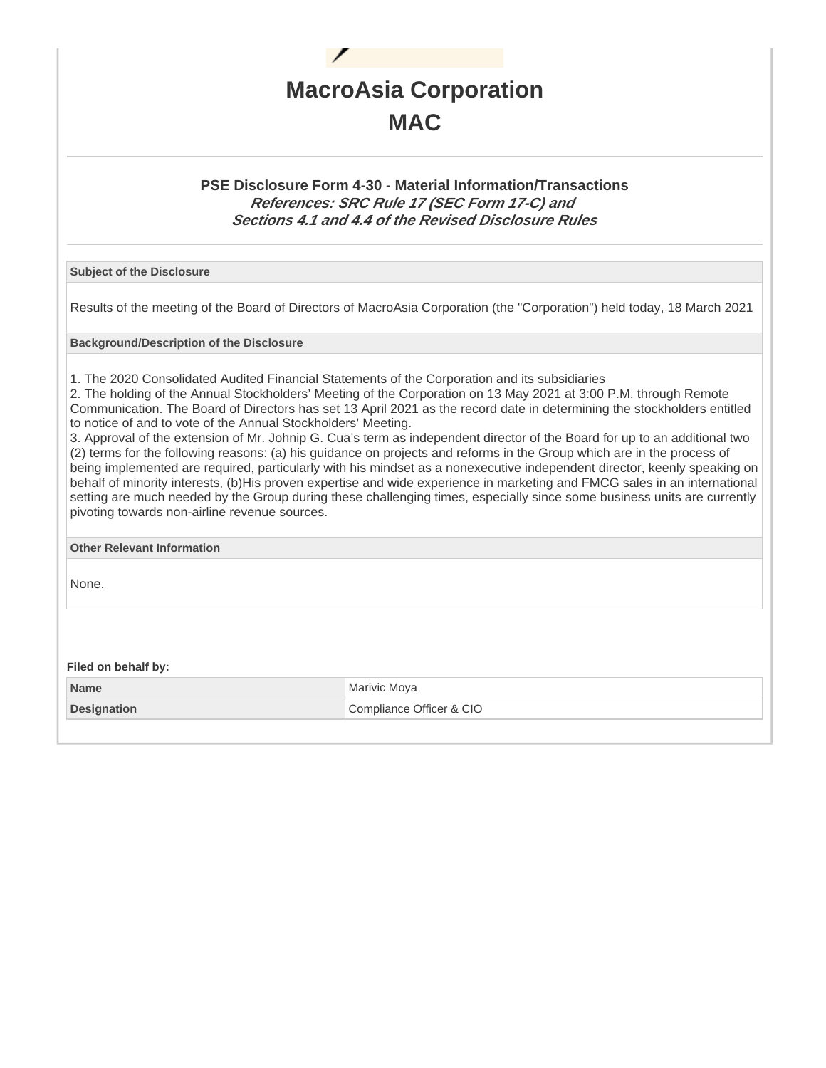# MacroAsia Corporation

# MAC

## PSE Disclosure Form 4-30 - Material Information/Transactions

***References: SRC Rule 17 (SEC Form 17-C) and Sections 4.1 and 4.4 of the Revised Disclosure Rules***

**Subject of the Disclosure**

Results of the meeting of the Board of Directors of MacroAsia Corporation (the "Corporation") held today, 18 March 2021

**Background/Description of the Disclosure**

1. The 2020 Consolidated Audited Financial Statements of the Corporation and its subsidiaries
2. The holding of the Annual Stockholders' Meeting of the Corporation on 13 May 2021 at 3:00 P.M. through Remote Communication. The Board of Directors has set 13 April 2021 as the record date in determining the stockholders entitled to notice of and to vote of the Annual Stockholders' Meeting.
3. Approval of the extension of Mr. Johnip G. Cua's term as independent director of the Board for up to an additional two (2) terms for the following reasons: (a) his guidance on projects and reforms in the Group which are in the process of being implemented are required, particularly with his mindset as a nonexecutive independent director, keenly speaking on behalf of minority interests, (b)His proven expertise and wide experience in marketing and FMCG sales in an international setting are much needed by the Group during these challenging times, especially since some business units are currently pivoting towards non-airline revenue sources.

**Other Relevant Information**

None.

**Filed on behalf by:**

| | |
|---|---|
| **Name** | Marivic Moya |
| **Designation** | Compliance Officer & CIO |